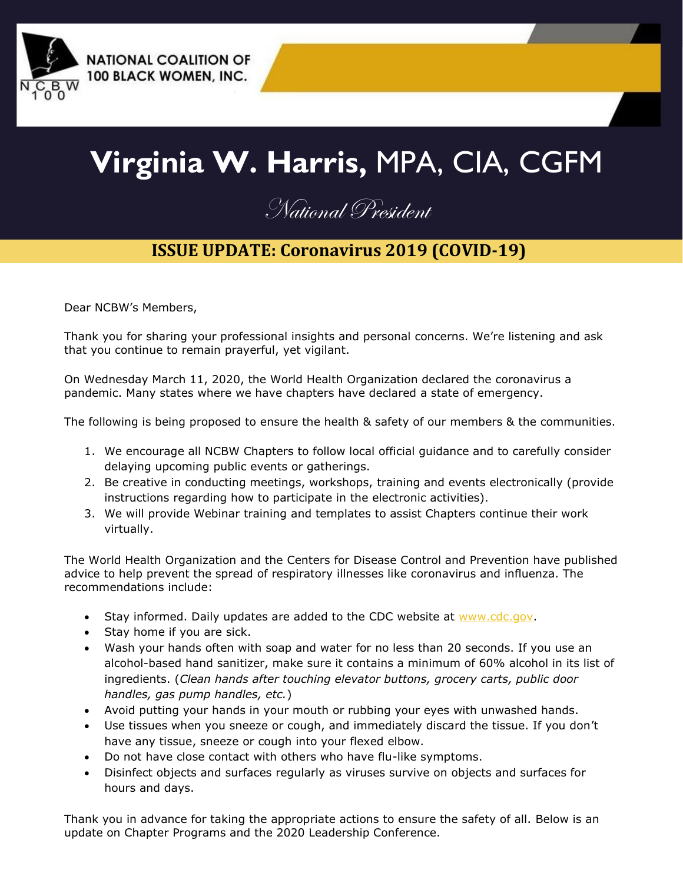NATIONAL COALITION OF 100 BLACK WOMEN, INC.

# Virginia W. Harris, MPA, CIA, CGFM

*National President*

## ISSUE UPDATE: Coronavirus 2019 (COVID-19)

Dear NCBW's Members,

Thank you for sharing your professional insights and personal concerns. We're listening and ask that you continue to remain prayerful, yet vigilant.

On Wednesday March 11, 2020, the World Health Organization declared the coronavirus a pandemic. Many states where we have chapters have declared a state of emergency.

The following is being proposed to ensure the health & safety of our members & the communities.

1. We encourage all NCBW Chapters to follow local official guidance and to carefully consider delaying upcoming public events or gatherings.
2. Be creative in conducting meetings, workshops, training and events electronically (provide instructions regarding how to participate in the electronic activities).
3. We will provide Webinar training and templates to assist Chapters continue their work virtually.

The World Health Organization and the Centers for Disease Control and Prevention have published advice to help prevent the spread of respiratory illnesses like coronavirus and influenza. The recommendations include:

- Stay informed. Daily updates are added to the CDC website at www.cdc.gov.
- Stay home if you are sick.
- Wash your hands often with soap and water for no less than 20 seconds. If you use an alcohol-based hand sanitizer, make sure it contains a minimum of 60% alcohol in its list of ingredients. (*Clean hands after touching elevator buttons, grocery carts, public door handles, gas pump handles, etc.*)
- Avoid putting your hands in your mouth or rubbing your eyes with unwashed hands.
- Use tissues when you sneeze or cough, and immediately discard the tissue. If you don't have any tissue, sneeze or cough into your flexed elbow.
- Do not have close contact with others who have flu-like symptoms.
- Disinfect objects and surfaces regularly as viruses survive on objects and surfaces for hours and days.

Thank you in advance for taking the appropriate actions to ensure the safety of all. Below is an update on Chapter Programs and the 2020 Leadership Conference.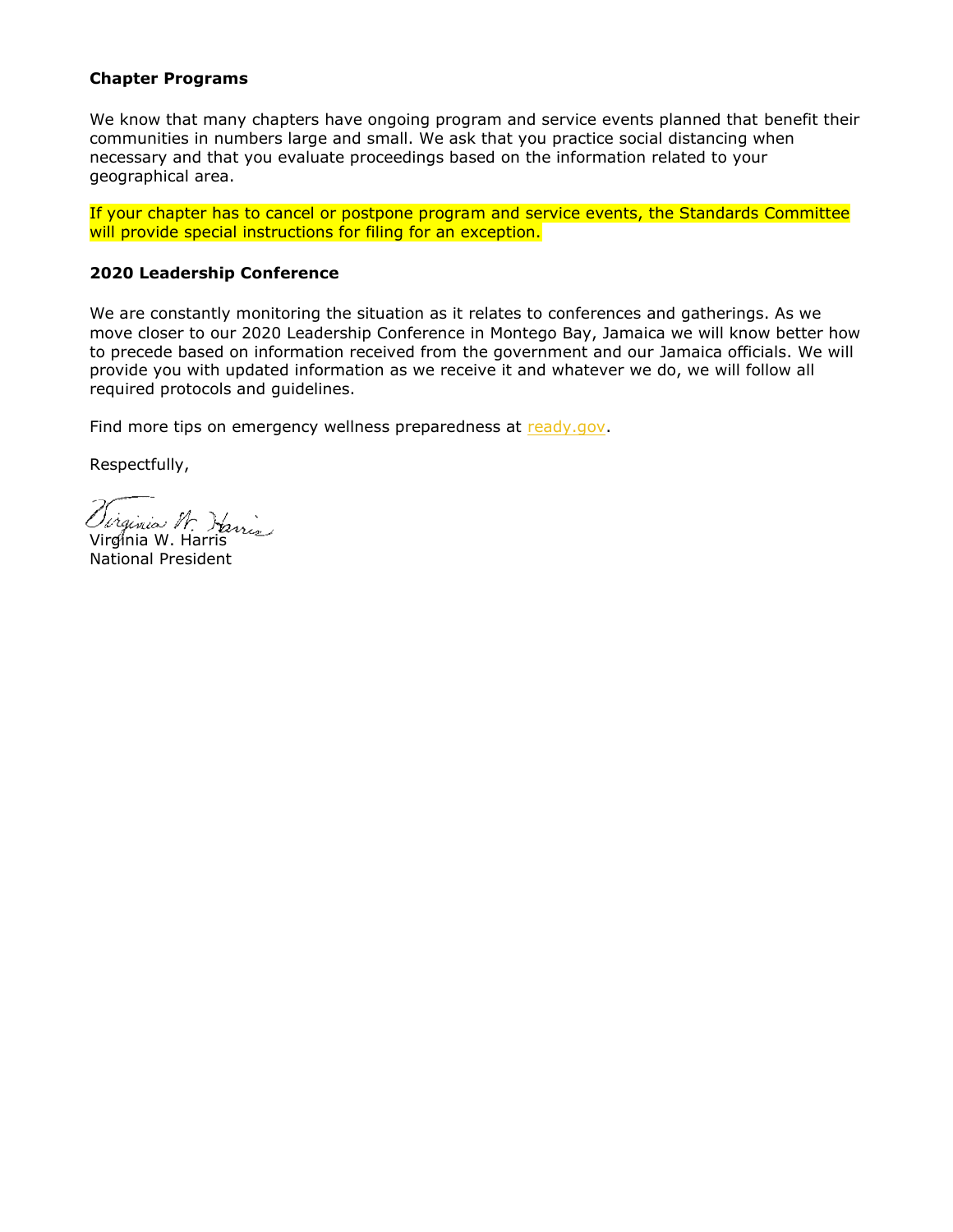**Chapter Programs**

We know that many chapters have ongoing program and service events planned that benefit their communities in numbers large and small. We ask that you practice social distancing when necessary and that you evaluate proceedings based on the information related to your geographical area.

If your chapter has to cancel or postpone program and service events, the Standards Committee will provide special instructions for filing for an exception.

**2020 Leadership Conference**

We are constantly monitoring the situation as it relates to conferences and gatherings. As we move closer to our 2020 Leadership Conference in Montego Bay, Jamaica we will know better how to precede based on information received from the government and our Jamaica officials. We will provide you with updated information as we receive it and whatever we do, we will follow all required protocols and guidelines.

Find more tips on emergency wellness preparedness at [ready.gov](ready.gov).

Respectfully,

Virginia W. Harris
National President